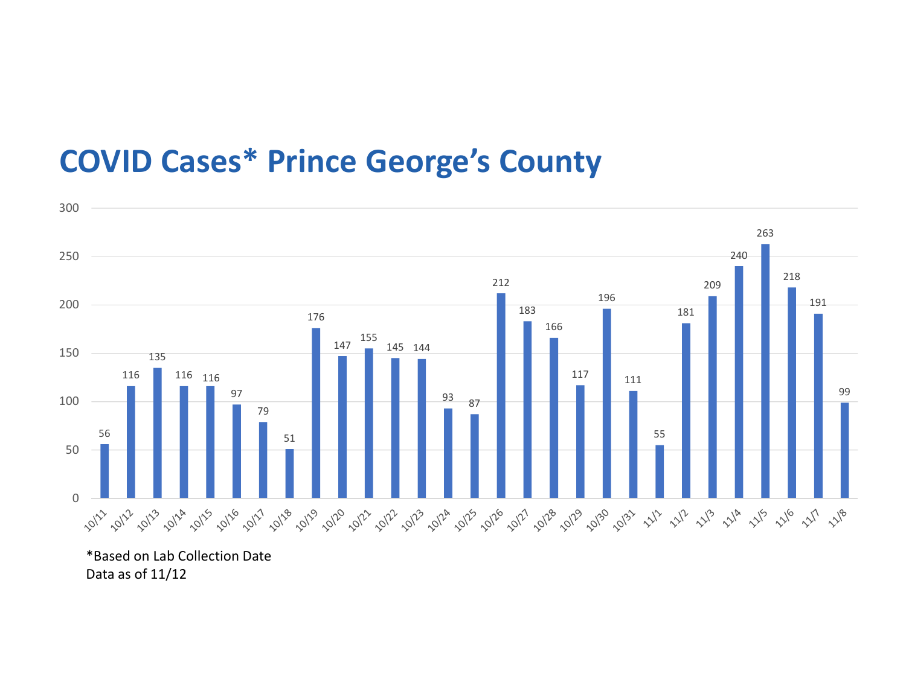# COVID Cases* Prince George's County

| Date | Cases |
|---|---|
| 10/11 | 56 |
| 10/12 | 116 |
| 10/13 | 135 |
| 10/14 | 116 |
| 10/15 | 116 |
| 10/16 | 97 |
| 10/17 | 79 |
| 10/18 | 51 |
| 10/19 | 176 |
| 10/20 | 147 |
| 10/21 | 155 |
| 10/22 | 145 |
| 10/23 | 144 |
| 10/24 | 93 |
| 10/25 | 87 |
| 10/26 | 212 |
| 10/27 | 183 |
| 10/28 | 166 |
| 10/29 | 117 |
| 10/30 | 196 |
| 10/31 | 111 |
| 11/1 | 55 |
| 11/2 | 181 |
| 11/3 | 209 |
| 11/4 | 240 |
| 11/5 | 263 |
| 11/6 | 218 |
| 11/7 | 191 |
| 11/8 | 99 |

*Based on Lab Collection Date
Data as of 11/12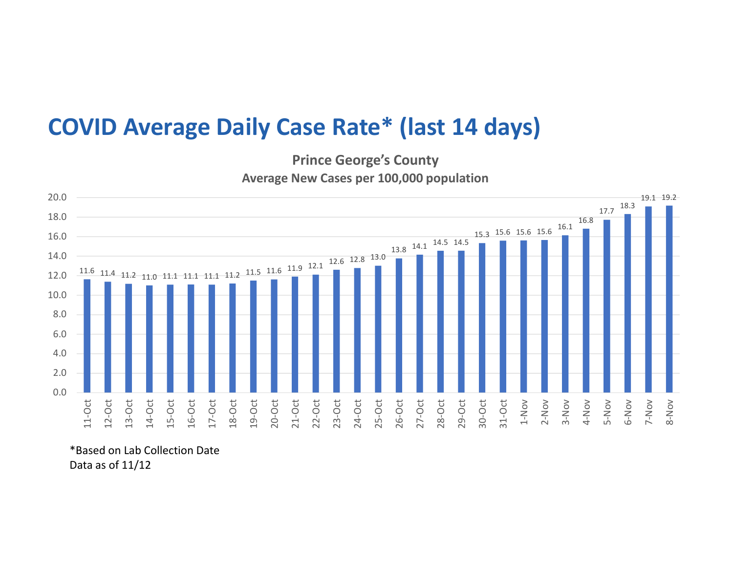# COVID Average Daily Case Rate* (last 14 days)

**Prince George's County**
**Average New Cases per 100,000 population**

| Date | Rate |
|---|---|
| 11-Oct | 11.6 |
| 12-Oct | 11.4 |
| 13-Oct | 11.2 |
| 14-Oct | 11.0 |
| 15-Oct | 11.1 |
| 16-Oct | 11.1 |
| 17-Oct | 11.1 |
| 18-Oct | 11.2 |
| 19-Oct | 11.5 |
| 20-Oct | 11.6 |
| 21-Oct | 11.9 |
| 22-Oct | 12.1 |
| 23-Oct | 12.6 |
| 24-Oct | 12.8 |
| 25-Oct | 13.0 |
| 26-Oct | 13.8 |
| 27-Oct | 14.1 |
| 28-Oct | 14.5 |
| 29-Oct | 14.5 |
| 30-Oct | 15.3 |
| 31-Oct | 15.6 |
| 1-Nov | 15.6 |
| 2-Nov | 15.6 |
| 3-Nov | 16.1 |
| 4-Nov | 16.8 |
| 5-Nov | 17.7 |
| 6-Nov | 18.3 |
| 7-Nov | 19.1 |
| 8-Nov | 19.2 |

*Based on Lab Collection Date
Data as of 11/12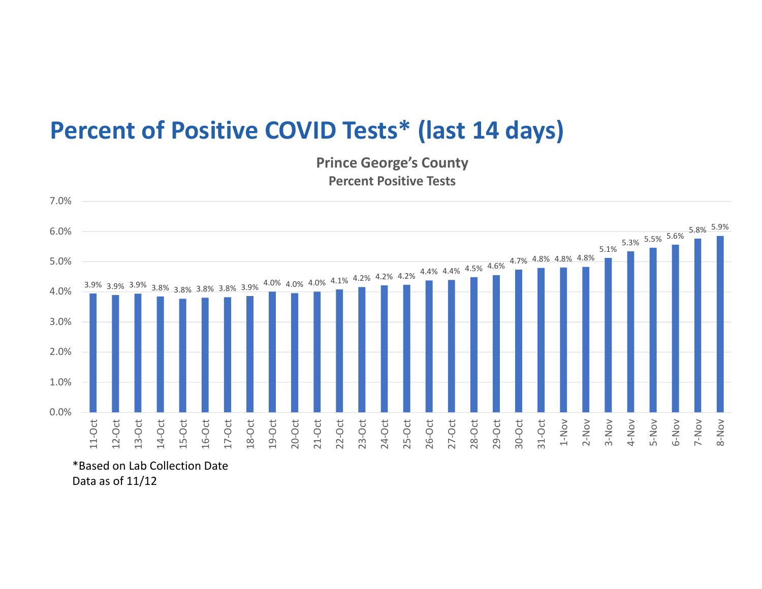# Percent of Positive COVID Tests* (last 14 days)

Prince George's County

Percent Positive Tests

7.0%
6.0%
5.0%
4.0%
3.0%
2.0%
1.0%
0.0%

3.9% 3.9% 3.9% 3.8% 3.8% 3.8% 3.8% 3.9% 4.0% 4.0% 4.0% 4.1% 4.2% 4.2% 4.2% 4.4% 4.4% 4.5% 4.6% 4.7% 4.8% 4.8% 4.8% 5.1% 5.3% 5.5% 5.6% 5.8% 5.9%

11-Oct 12-Oct 13-Oct 14-Oct 15-Oct 16-Oct 17-Oct 18-Oct 19-Oct 20-Oct 21-Oct 22-Oct 23-Oct 24-Oct 25-Oct 26-Oct 27-Oct 28-Oct 29-Oct 30-Oct 31-Oct 1-Nov 2-Nov 3-Nov 4-Nov 5-Nov 6-Nov 7-Nov 8-Nov

*Based on Lab Collection Date
Data as of 11/12